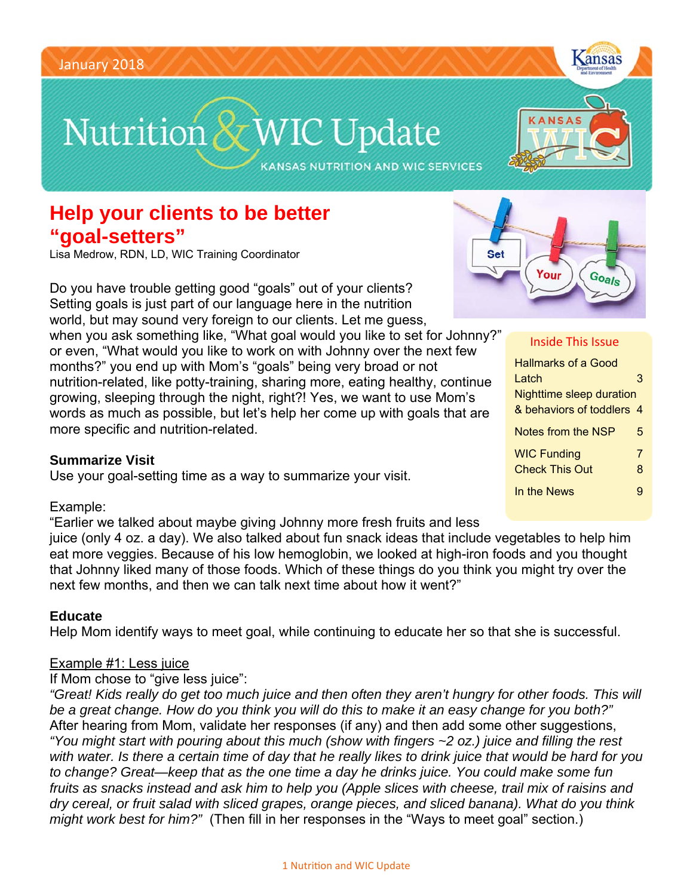January 2018

# Nutrition & WIC Update

KANSAS NUTRITION AND WIC SERVICES

## Help your clients to be better "goal-setters"

Lisa Medrow, RDN, LD, WIC Training Coordinator

Do you have trouble getting good "goals" out of your clients? Setting goals is just part of our language here in the nutrition world, but may sound very foreign to our clients. Let me guess, when you ask something like, "What goal would you like to set for Johnny?" or even, "What would you like to work on with Johnny over the next few months?" you end up with Mom's "goals" being very broad or not nutrition-related, like potty-training, sharing more, eating healthy, continue growing, sleeping through the night, right?! Yes, we want to use Mom's words as much as possible, but let's help her come up with goals that are more specific and nutrition-related.

**Inside This Issue**

| | |
|---|---|
| Hallmarks of a Good Latch | 3 |
| Nighttime sleep duration & behaviors of toddlers | 4 |
| Notes from the NSP | 5 |
| WIC Funding | 7 |
| Check This Out | 8 |
| In the News | 9 |

**Summarize Visit**

Use your goal-setting time as a way to summarize your visit.

Example:

"Earlier we talked about maybe giving Johnny more fresh fruits and less juice (only 4 oz. a day). We also talked about fun snack ideas that include vegetables to help him eat more veggies. Because of his low hemoglobin, we looked at high-iron foods and you thought that Johnny liked many of those foods. Which of these things do you think you might try over the next few months, and then we can talk next time about how it went?"

**Educate**

Help Mom identify ways to meet goal, while continuing to educate her so that she is successful.

Example #1: Less juice

If Mom chose to "give less juice":

*"Great! Kids really do get too much juice and then often they aren't hungry for other foods. This will be a great change. How do you think you will do this to make it an easy change for you both?"* After hearing from Mom, validate her responses (if any) and then add some other suggestions, *"You might start with pouring about this much (show with fingers ~2 oz.) juice and filling the rest with water. Is there a certain time of day that he really likes to drink juice that would be hard for you to change? Great—keep that as the one time a day he drinks juice. You could make some fun fruits as snacks instead and ask him to help you (Apple slices with cheese, trail mix of raisins and dry cereal, or fruit salad with sliced grapes, orange pieces, and sliced banana). What do you think might work best for him?"* (Then fill in her responses in the "Ways to meet goal" section.)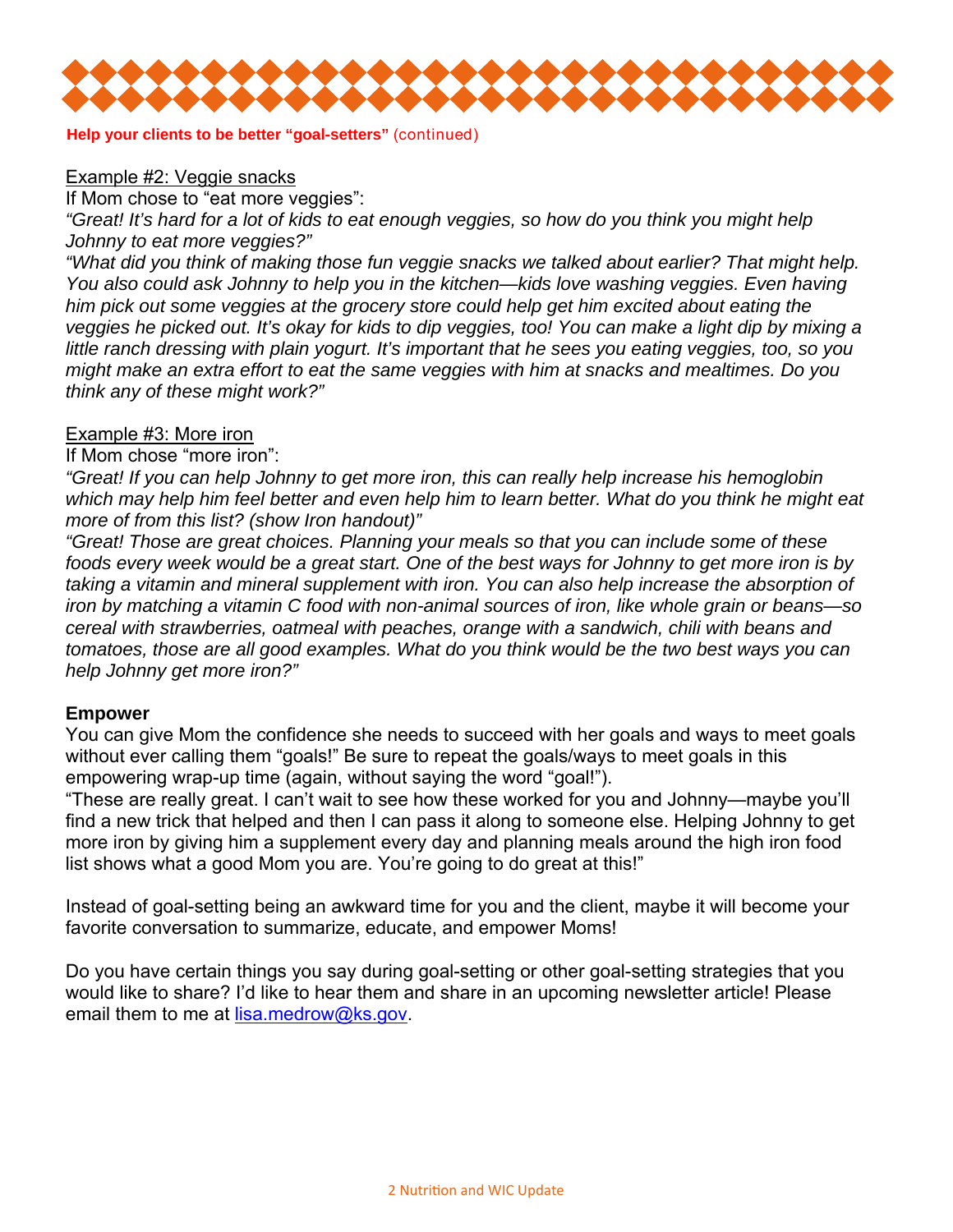**Help your clients to be better "goal-setters"** (continued)

Example #2: Veggie snacks

If Mom chose to "eat more veggies":

*"Great! It's hard for a lot of kids to eat enough veggies, so how do you think you might help Johnny to eat more veggies?"*

*"What did you think of making those fun veggie snacks we talked about earlier? That might help. You also could ask Johnny to help you in the kitchen—kids love washing veggies. Even having him pick out some veggies at the grocery store could help get him excited about eating the veggies he picked out. It's okay for kids to dip veggies, too! You can make a light dip by mixing a little ranch dressing with plain yogurt. It's important that he sees you eating veggies, too, so you might make an extra effort to eat the same veggies with him at snacks and mealtimes. Do you think any of these might work?"*

Example #3: More iron

If Mom chose "more iron":

*"Great! If you can help Johnny to get more iron, this can really help increase his hemoglobin which may help him feel better and even help him to learn better. What do you think he might eat more of from this list? (show Iron handout)"*

*"Great! Those are great choices. Planning your meals so that you can include some of these foods every week would be a great start. One of the best ways for Johnny to get more iron is by taking a vitamin and mineral supplement with iron. You can also help increase the absorption of iron by matching a vitamin C food with non-animal sources of iron, like whole grain or beans—so cereal with strawberries, oatmeal with peaches, orange with a sandwich, chili with beans and tomatoes, those are all good examples. What do you think would be the two best ways you can help Johnny get more iron?"*

**Empower**

You can give Mom the confidence she needs to succeed with her goals and ways to meet goals without ever calling them "goals!" Be sure to repeat the goals/ways to meet goals in this empowering wrap-up time (again, without saying the word "goal!").

"These are really great. I can't wait to see how these worked for you and Johnny—maybe you'll find a new trick that helped and then I can pass it along to someone else. Helping Johnny to get more iron by giving him a supplement every day and planning meals around the high iron food list shows what a good Mom you are. You're going to do great at this!"

Instead of goal-setting being an awkward time for you and the client, maybe it will become your favorite conversation to summarize, educate, and empower Moms!

Do you have certain things you say during goal-setting or other goal-setting strategies that you would like to share? I'd like to hear them and share in an upcoming newsletter article! Please email them to me at lisa.medrow@ks.gov.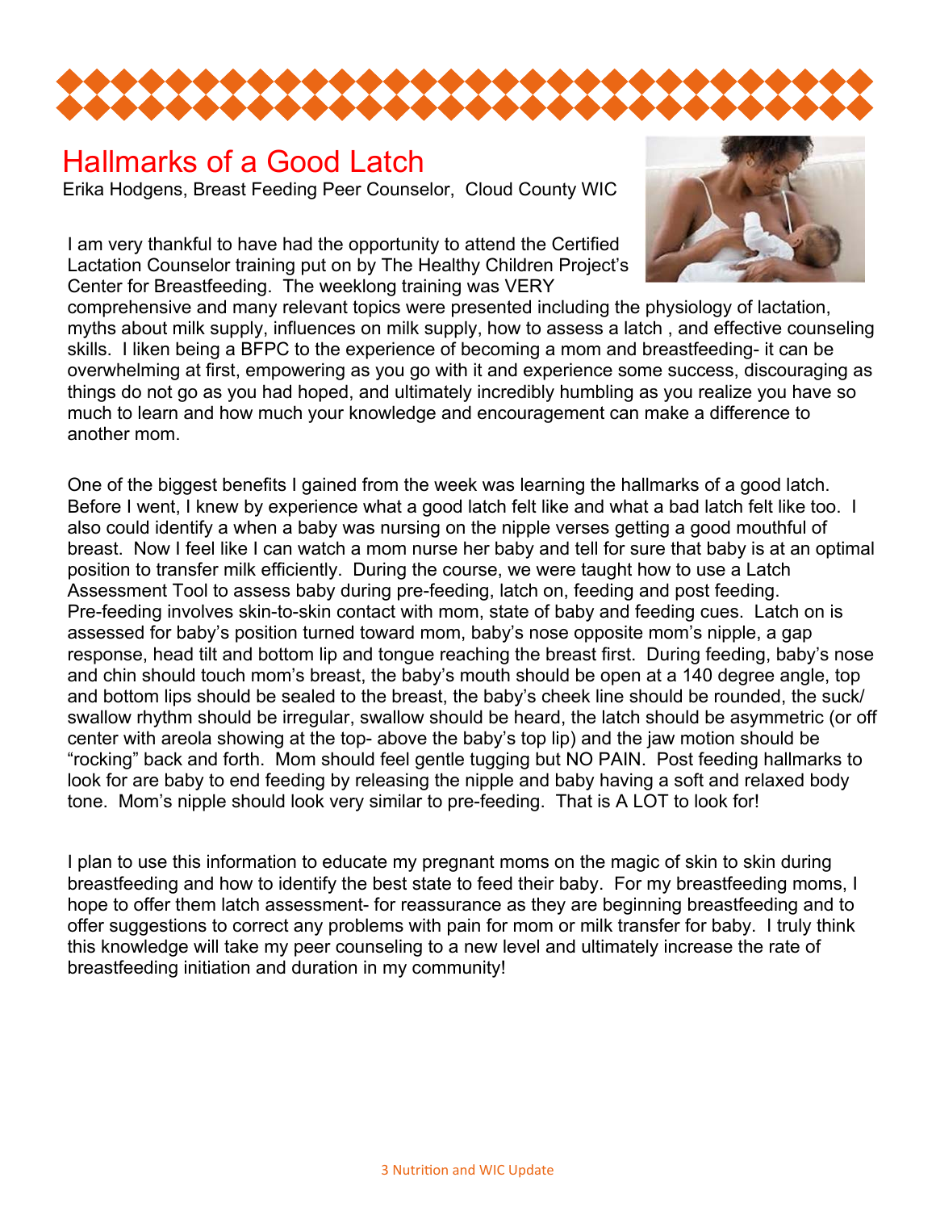# Hallmarks of a Good Latch

Erika Hodgens, Breast Feeding Peer Counselor, Cloud County WIC

I am very thankful to have had the opportunity to attend the Certified Lactation Counselor training put on by The Healthy Children Project's Center for Breastfeeding. The weeklong training was VERY comprehensive and many relevant topics were presented including the physiology of lactation, myths about milk supply, influences on milk supply, how to assess a latch , and effective counseling skills. I liken being a BFPC to the experience of becoming a mom and breastfeeding- it can be overwhelming at first, empowering as you go with it and experience some success, discouraging as things do not go as you had hoped, and ultimately incredibly humbling as you realize you have so much to learn and how much your knowledge and encouragement can make a difference to another mom.

One of the biggest benefits I gained from the week was learning the hallmarks of a good latch. Before I went, I knew by experience what a good latch felt like and what a bad latch felt like too. I also could identify a when a baby was nursing on the nipple verses getting a good mouthful of breast. Now I feel like I can watch a mom nurse her baby and tell for sure that baby is at an optimal position to transfer milk efficiently. During the course, we were taught how to use a Latch Assessment Tool to assess baby during pre-feeding, latch on, feeding and post feeding. Pre-feeding involves skin-to-skin contact with mom, state of baby and feeding cues. Latch on is assessed for baby's position turned toward mom, baby's nose opposite mom's nipple, a gap response, head tilt and bottom lip and tongue reaching the breast first. During feeding, baby's nose and chin should touch mom's breast, the baby's mouth should be open at a 140 degree angle, top and bottom lips should be sealed to the breast, the baby's cheek line should be rounded, the suck/ swallow rhythm should be irregular, swallow should be heard, the latch should be asymmetric (or off center with areola showing at the top- above the baby's top lip) and the jaw motion should be "rocking" back and forth. Mom should feel gentle tugging but NO PAIN. Post feeding hallmarks to look for are baby to end feeding by releasing the nipple and baby having a soft and relaxed body tone. Mom's nipple should look very similar to pre-feeding. That is A LOT to look for!

I plan to use this information to educate my pregnant moms on the magic of skin to skin during breastfeeding and how to identify the best state to feed their baby. For my breastfeeding moms, I hope to offer them latch assessment- for reassurance as they are beginning breastfeeding and to offer suggestions to correct any problems with pain for mom or milk transfer for baby. I truly think this knowledge will take my peer counseling to a new level and ultimately increase the rate of breastfeeding initiation and duration in my community!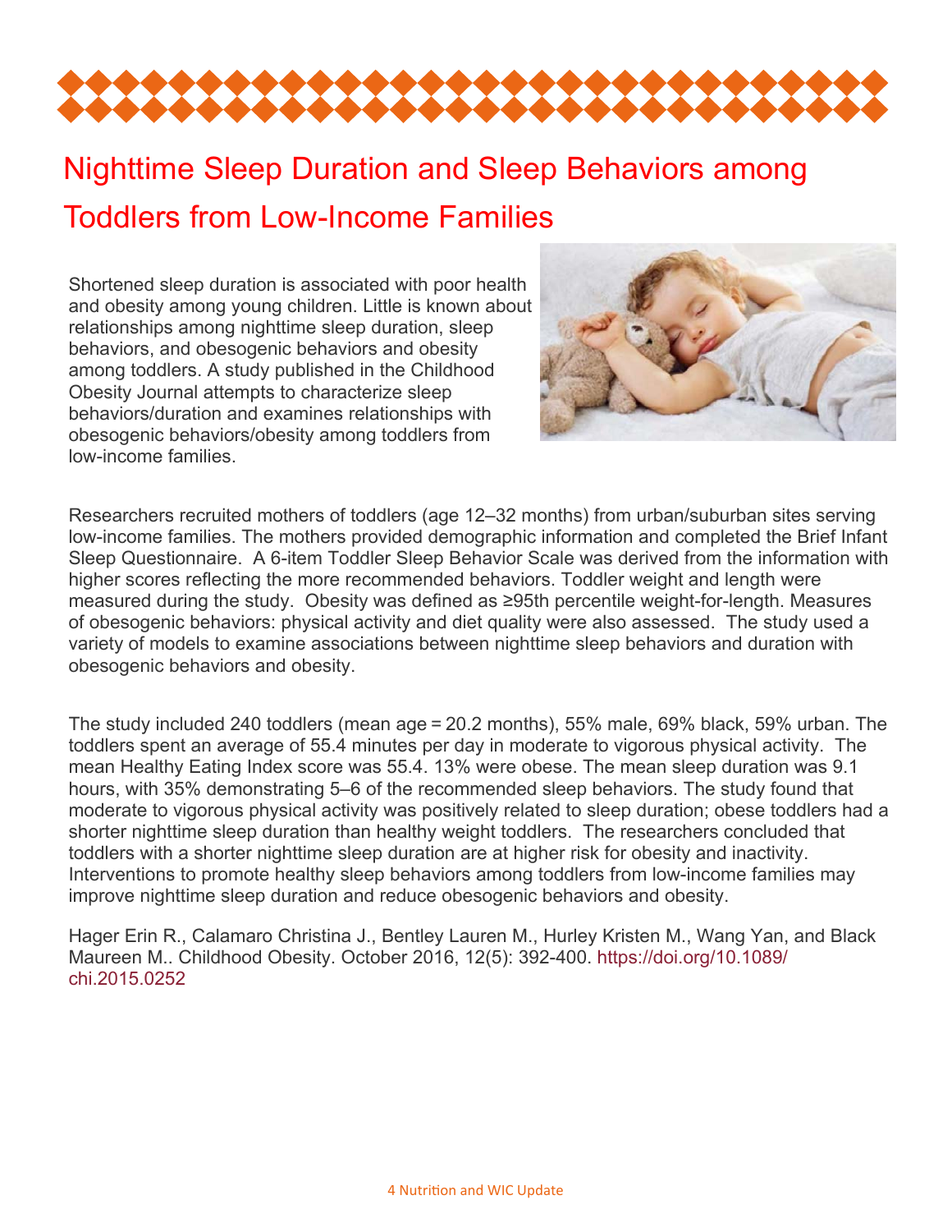# Nighttime Sleep Duration and Sleep Behaviors among Toddlers from Low-Income Families

Shortened sleep duration is associated with poor health and obesity among young children. Little is known about relationships among nighttime sleep duration, sleep behaviors, and obesogenic behaviors and obesity among toddlers. A study published in the Childhood Obesity Journal attempts to characterize sleep behaviors/duration and examines relationships with obesogenic behaviors/obesity among toddlers from low-income families.

Researchers recruited mothers of toddlers (age 12–32 months) from urban/suburban sites serving low-income families. The mothers provided demographic information and completed the Brief Infant Sleep Questionnaire. A 6-item Toddler Sleep Behavior Scale was derived from the information with higher scores reflecting the more recommended behaviors. Toddler weight and length were measured during the study. Obesity was defined as ≥95th percentile weight-for-length. Measures of obesogenic behaviors: physical activity and diet quality were also assessed. The study used a variety of models to examine associations between nighttime sleep behaviors and duration with obesogenic behaviors and obesity.

The study included 240 toddlers (mean age = 20.2 months), 55% male, 69% black, 59% urban. The toddlers spent an average of 55.4 minutes per day in moderate to vigorous physical activity. The mean Healthy Eating Index score was 55.4. 13% were obese. The mean sleep duration was 9.1 hours, with 35% demonstrating 5–6 of the recommended sleep behaviors. The study found that moderate to vigorous physical activity was positively related to sleep duration; obese toddlers had a shorter nighttime sleep duration than healthy weight toddlers. The researchers concluded that toddlers with a shorter nighttime sleep duration are at higher risk for obesity and inactivity. Interventions to promote healthy sleep behaviors among toddlers from low-income families may improve nighttime sleep duration and reduce obesogenic behaviors and obesity.

Hager Erin R., Calamaro Christina J., Bentley Lauren M., Hurley Kristen M., Wang Yan, and Black Maureen M.. Childhood Obesity. October 2016, 12(5): 392-400. https://doi.org/10.1089/chi.2015.0252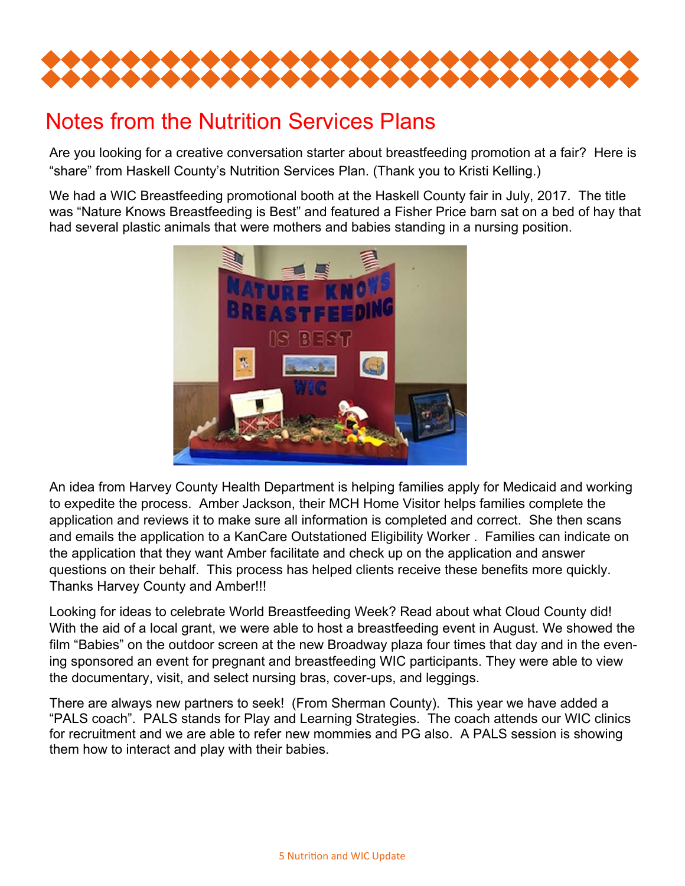# Notes from the Nutrition Services Plans

Are you looking for a creative conversation starter about breastfeeding promotion at a fair? Here is "share" from Haskell County's Nutrition Services Plan. (Thank you to Kristi Kelling.)

We had a WIC Breastfeeding promotional booth at the Haskell County fair in July, 2017. The title was "Nature Knows Breastfeeding is Best" and featured a Fisher Price barn sat on a bed of hay that had several plastic animals that were mothers and babies standing in a nursing position.

An idea from Harvey County Health Department is helping families apply for Medicaid and working to expedite the process. Amber Jackson, their MCH Home Visitor helps families complete the application and reviews it to make sure all information is completed and correct. She then scans and emails the application to a KanCare Outstationed Eligibility Worker . Families can indicate on the application that they want Amber facilitate and check up on the application and answer questions on their behalf. This process has helped clients receive these benefits more quickly. Thanks Harvey County and Amber!!!

Looking for ideas to celebrate World Breastfeeding Week? Read about what Cloud County did! With the aid of a local grant, we were able to host a breastfeeding event in August. We showed the film "Babies" on the outdoor screen at the new Broadway plaza four times that day and in the evening sponsored an event for pregnant and breastfeeding WIC participants. They were able to view the documentary, visit, and select nursing bras, cover-ups, and leggings.

There are always new partners to seek! (From Sherman County). This year we have added a "PALS coach". PALS stands for Play and Learning Strategies. The coach attends our WIC clinics for recruitment and we are able to refer new mommies and PG also. A PALS session is showing them how to interact and play with their babies.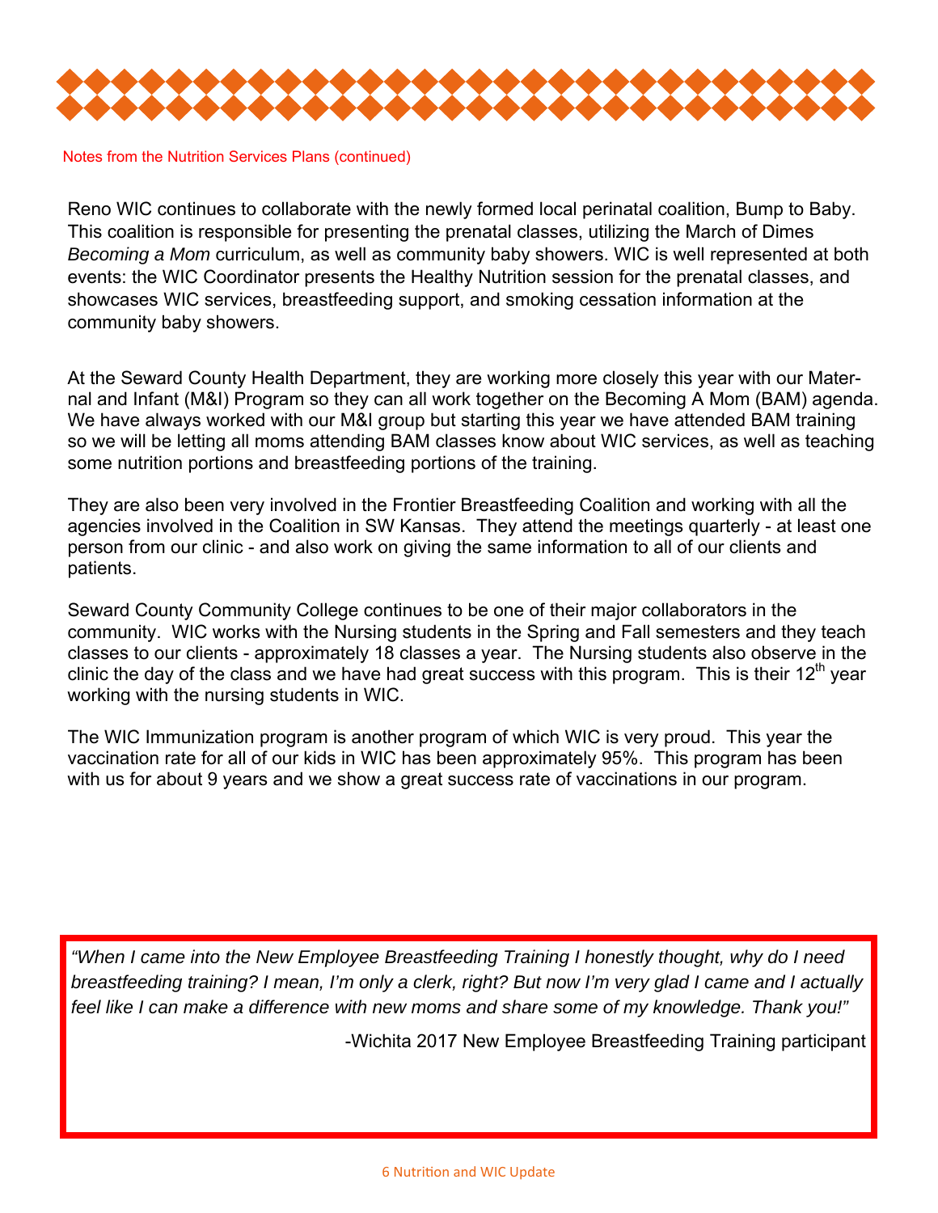Notes from the Nutrition Services Plans (continued)

Reno WIC continues to collaborate with the newly formed local perinatal coalition, Bump to Baby. This coalition is responsible for presenting the prenatal classes, utilizing the March of Dimes *Becoming a Mom* curriculum, as well as community baby showers. WIC is well represented at both events: the WIC Coordinator presents the Healthy Nutrition session for the prenatal classes, and showcases WIC services, breastfeeding support, and smoking cessation information at the community baby showers.

At the Seward County Health Department, they are working more closely this year with our Maternal and Infant (M&I) Program so they can all work together on the Becoming A Mom (BAM) agenda. We have always worked with our M&I group but starting this year we have attended BAM training so we will be letting all moms attending BAM classes know about WIC services, as well as teaching some nutrition portions and breastfeeding portions of the training.

They are also been very involved in the Frontier Breastfeeding Coalition and working with all the agencies involved in the Coalition in SW Kansas. They attend the meetings quarterly - at least one person from our clinic - and also work on giving the same information to all of our clients and patients.

Seward County Community College continues to be one of their major collaborators in the community. WIC works with the Nursing students in the Spring and Fall semesters and they teach classes to our clients - approximately 18 classes a year. The Nursing students also observe in the clinic the day of the class and we have had great success with this program. This is their 12th year working with the nursing students in WIC.

The WIC Immunization program is another program of which WIC is very proud. This year the vaccination rate for all of our kids in WIC has been approximately 95%. This program has been with us for about 9 years and we show a great success rate of vaccinations in our program.

*"When I came into the New Employee Breastfeeding Training I honestly thought, why do I need breastfeeding training? I mean, I'm only a clerk, right? But now I'm very glad I came and I actually feel like I can make a difference with new moms and share some of my knowledge. Thank you!"*

-Wichita 2017 New Employee Breastfeeding Training participant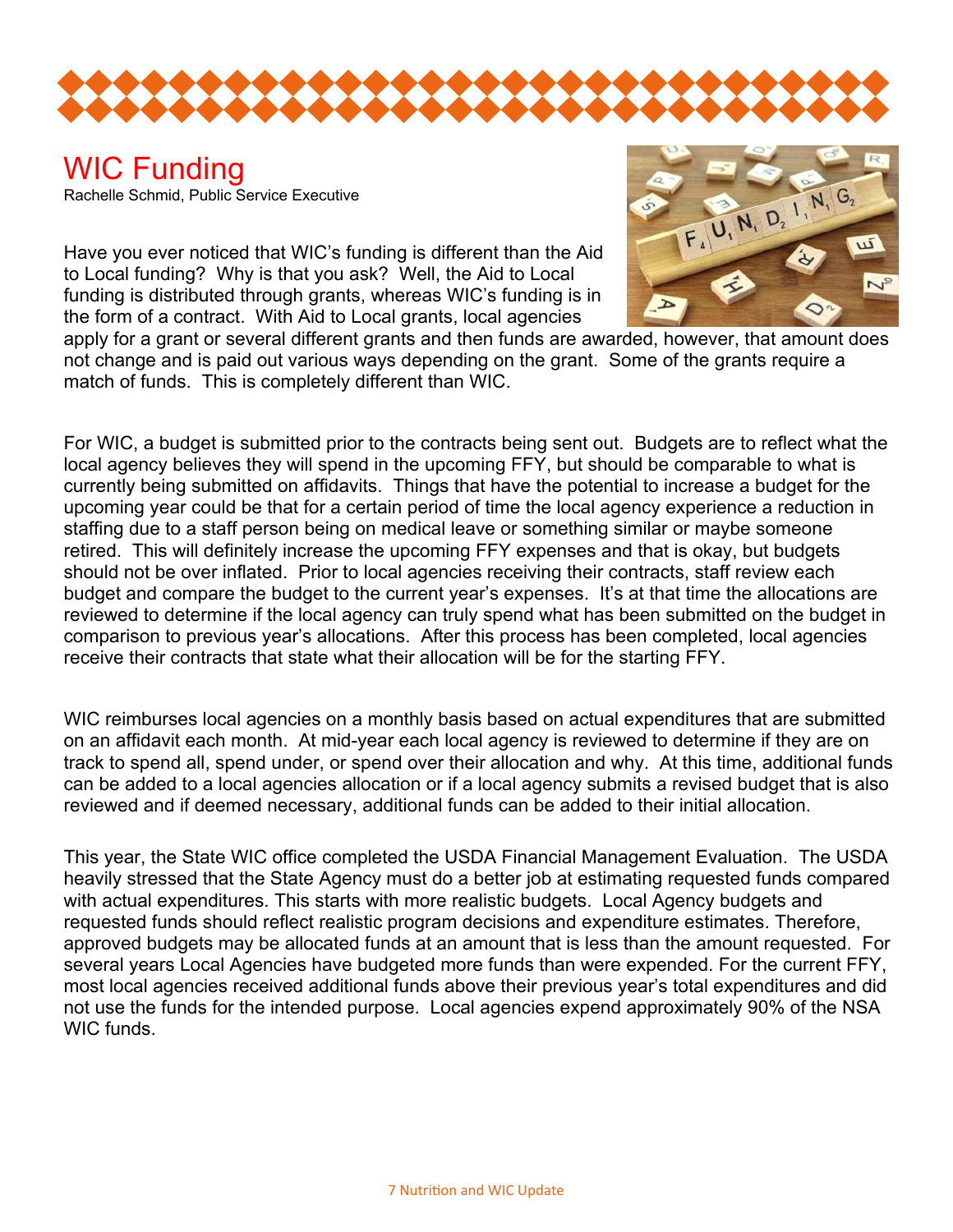# WIC Funding

Rachelle Schmid, Public Service Executive

Have you ever noticed that WIC's funding is different than the Aid to Local funding? Why is that you ask? Well, the Aid to Local funding is distributed through grants, whereas WIC's funding is in the form of a contract. With Aid to Local grants, local agencies apply for a grant or several different grants and then funds are awarded, however, that amount does not change and is paid out various ways depending on the grant. Some of the grants require a match of funds. This is completely different than WIC.

For WIC, a budget is submitted prior to the contracts being sent out. Budgets are to reflect what the local agency believes they will spend in the upcoming FFY, but should be comparable to what is currently being submitted on affidavits. Things that have the potential to increase a budget for the upcoming year could be that for a certain period of time the local agency experience a reduction in staffing due to a staff person being on medical leave or something similar or maybe someone retired. This will definitely increase the upcoming FFY expenses and that is okay, but budgets should not be over inflated. Prior to local agencies receiving their contracts, staff review each budget and compare the budget to the current year's expenses. It's at that time the allocations are reviewed to determine if the local agency can truly spend what has been submitted on the budget in comparison to previous year's allocations. After this process has been completed, local agencies receive their contracts that state what their allocation will be for the starting FFY.

WIC reimburses local agencies on a monthly basis based on actual expenditures that are submitted on an affidavit each month. At mid-year each local agency is reviewed to determine if they are on track to spend all, spend under, or spend over their allocation and why. At this time, additional funds can be added to a local agencies allocation or if a local agency submits a revised budget that is also reviewed and if deemed necessary, additional funds can be added to their initial allocation.

This year, the State WIC office completed the USDA Financial Management Evaluation. The USDA heavily stressed that the State Agency must do a better job at estimating requested funds compared with actual expenditures. This starts with more realistic budgets. Local Agency budgets and requested funds should reflect realistic program decisions and expenditure estimates. Therefore, approved budgets may be allocated funds at an amount that is less than the amount requested. For several years Local Agencies have budgeted more funds than were expended. For the current FFY, most local agencies received additional funds above their previous year's total expenditures and did not use the funds for the intended purpose. Local agencies expend approximately 90% of the NSA WIC funds.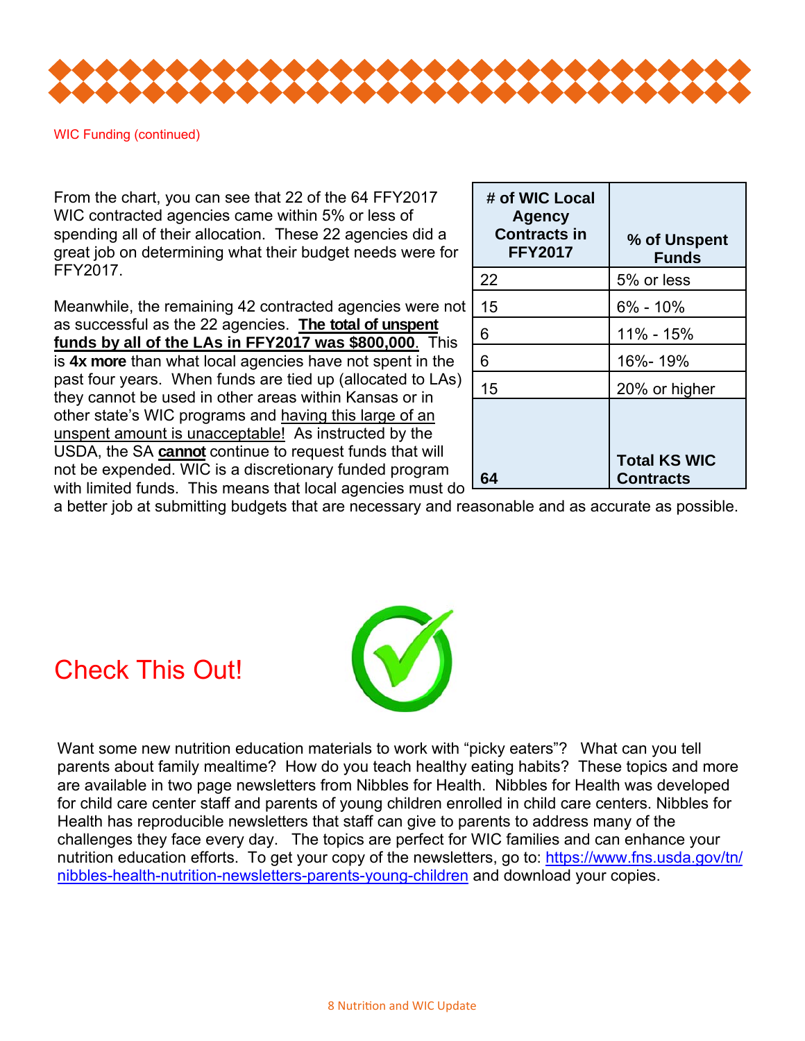WIC Funding (continued)

From the chart, you can see that 22 of the 64 FFY2017 WIC contracted agencies came within 5% or less of spending all of their allocation. These 22 agencies did a great job on determining what their budget needs were for FFY2017.

Meanwhile, the remaining 42 contracted agencies were not as successful as the 22 agencies. **The total of unspent funds by all of the LAs in FFY2017 was $800,000**. This is **4x more** than what local agencies have not spent in the past four years. When funds are tied up (allocated to LAs) they cannot be used in other areas within Kansas or in other state's WIC programs and having this large of an unspent amount is unacceptable! As instructed by the USDA, the SA **cannot** continue to request funds that will not be expended. WIC is a discretionary funded program with limited funds. This means that local agencies must do a better job at submitting budgets that are necessary and reasonable and as accurate as possible.

| # of WIC Local Agency Contracts in FFY2017 | % of Unspent Funds |
|---|---|
| 22 | 5% or less |
| 15 | 6% - 10% |
| 6 | 11% - 15% |
| 6 | 16%- 19% |
| 15 | 20% or higher |
| **64** | **Total KS WIC Contracts** |

# Check This Out!

Want some new nutrition education materials to work with "picky eaters"? What can you tell parents about family mealtime? How do you teach healthy eating habits? These topics and more are available in two page newsletters from Nibbles for Health. Nibbles for Health was developed for child care center staff and parents of young children enrolled in child care centers. Nibbles for Health has reproducible newsletters that staff can give to parents to address many of the challenges they face every day. The topics are perfect for WIC families and can enhance your nutrition education efforts. To get your copy of the newsletters, go to: https://www.fns.usda.gov/tn/nibbles-health-nutrition-newsletters-parents-young-children and download your copies.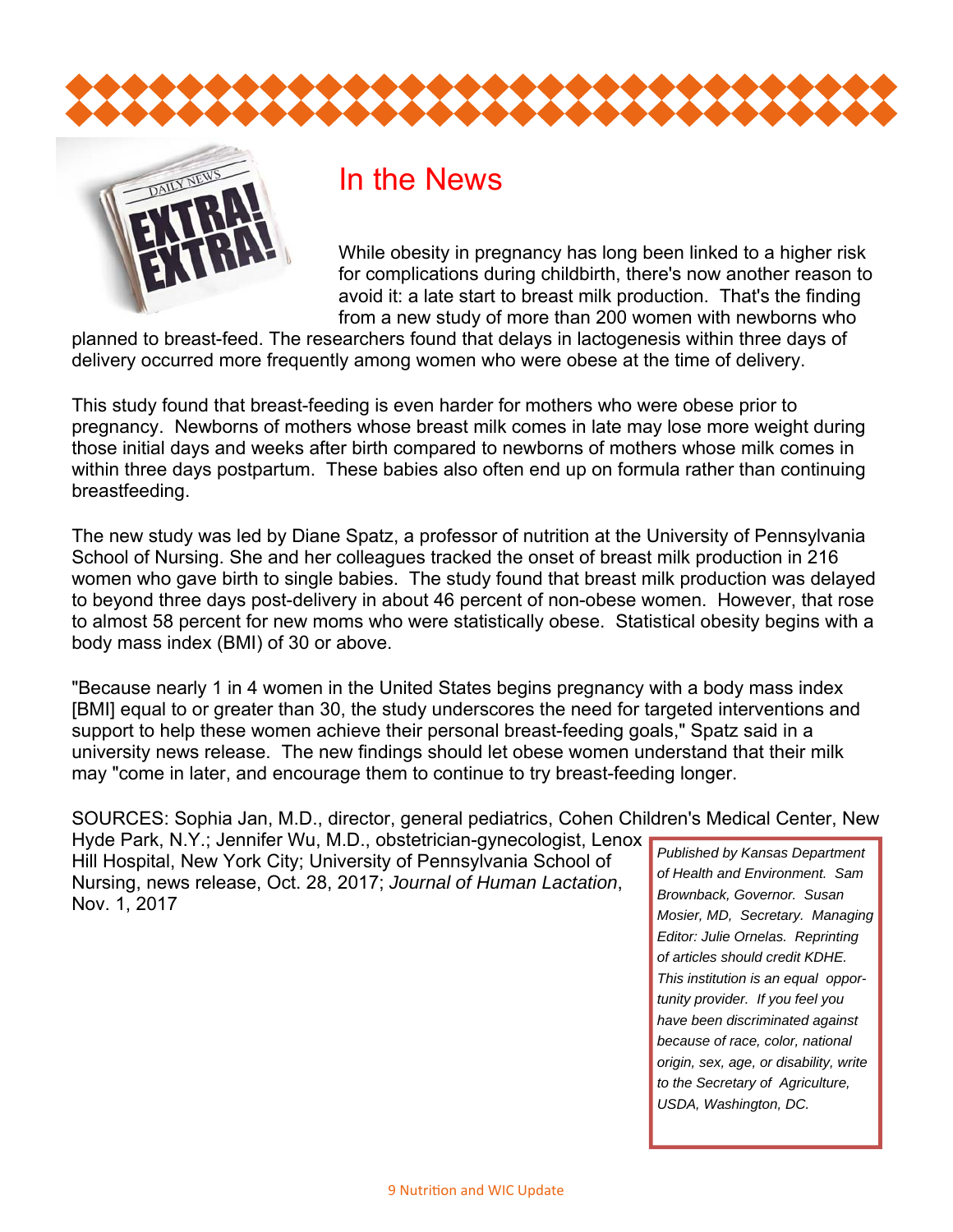# In the News

While obesity in pregnancy has long been linked to a higher risk for complications during childbirth, there's now another reason to avoid it: a late start to breast milk production. That's the finding from a new study of more than 200 women with newborns who planned to breast-feed. The researchers found that delays in lactogenesis within three days of delivery occurred more frequently among women who were obese at the time of delivery.

This study found that breast-feeding is even harder for mothers who were obese prior to pregnancy. Newborns of mothers whose breast milk comes in late may lose more weight during those initial days and weeks after birth compared to newborns of mothers whose milk comes in within three days postpartum. These babies also often end up on formula rather than continuing breastfeeding.

The new study was led by Diane Spatz, a professor of nutrition at the University of Pennsylvania School of Nursing. She and her colleagues tracked the onset of breast milk production in 216 women who gave birth to single babies. The study found that breast milk production was delayed to beyond three days post-delivery in about 46 percent of non-obese women. However, that rose to almost 58 percent for new moms who were statistically obese. Statistical obesity begins with a body mass index (BMI) of 30 or above.

"Because nearly 1 in 4 women in the United States begins pregnancy with a body mass index [BMI] equal to or greater than 30, the study underscores the need for targeted interventions and support to help these women achieve their personal breast-feeding goals," Spatz said in a university news release. The new findings should let obese women understand that their milk may "come in later, and encourage them to continue to try breast-feeding longer.

SOURCES: Sophia Jan, M.D., director, general pediatrics, Cohen Children's Medical Center, New Hyde Park, N.Y.; Jennifer Wu, M.D., obstetrician-gynecologist, Lenox Hill Hospital, New York City; University of Pennsylvania School of Nursing, news release, Oct. 28, 2017; *Journal of Human Lactation*, Nov. 1, 2017

*Published by Kansas Department of Health and Environment. Sam Brownback, Governor. Susan Mosier, MD, Secretary. Managing Editor: Julie Ornelas. Reprinting of articles should credit KDHE. This institution is an equal opportunity provider. If you feel you have been discriminated against because of race, color, national origin, sex, age, or disability, write to the Secretary of Agriculture, USDA, Washington, DC.*